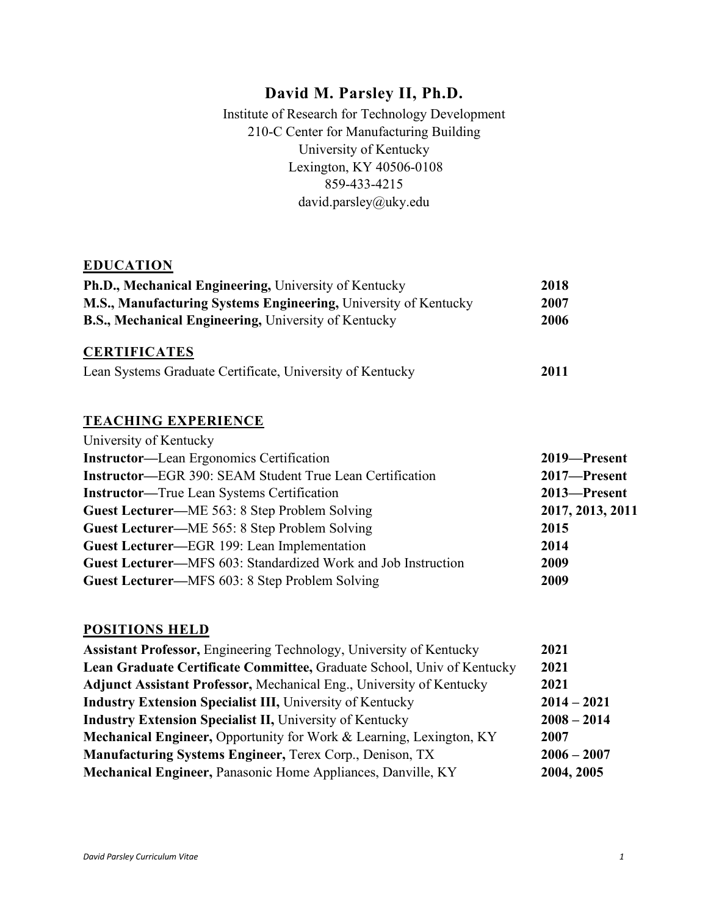# David M. Parsley II, Ph.D.

Institute of Research for Technology Development
210-C Center for Manufacturing Building
University of Kentucky
Lexington, KY 40506-0108
859-433-4215
david.parsley@uky.edu

## EDUCATION

| | |
|---|---|
| **Ph.D., Mechanical Engineering,** University of Kentucky | **2018** |
| **M.S., Manufacturing Systems Engineering,** University of Kentucky | **2007** |
| **B.S., Mechanical Engineering,** University of Kentucky | **2006** |

## CERTIFICATES

| | |
|---|---|
| Lean Systems Graduate Certificate, University of Kentucky | **2011** |

## TEACHING EXPERIENCE

University of Kentucky

| | |
|---|---|
| **Instructor—**Lean Ergonomics Certification | **2019—Present** |
| **Instructor—**EGR 390: SEAM Student True Lean Certification | **2017—Present** |
| **Instructor—**True Lean Systems Certification | **2013—Present** |
| **Guest Lecturer—**ME 563: 8 Step Problem Solving | **2017, 2013, 2011** |
| **Guest Lecturer—**ME 565: 8 Step Problem Solving | **2015** |
| **Guest Lecturer—**EGR 199: Lean Implementation | **2014** |
| **Guest Lecturer—**MFS 603: Standardized Work and Job Instruction | **2009** |
| **Guest Lecturer—**MFS 603: 8 Step Problem Solving | **2009** |

## POSITIONS HELD

| | |
|---|---|
| **Assistant Professor,** Engineering Technology, University of Kentucky | **2021** |
| **Lean Graduate Certificate Committee,** Graduate School, Univ of Kentucky | **2021** |
| **Adjunct Assistant Professor,** Mechanical Eng., University of Kentucky | **2021** |
| **Industry Extension Specialist III,** University of Kentucky | **2014 – 2021** |
| **Industry Extension Specialist II,** University of Kentucky | **2008 – 2014** |
| **Mechanical Engineer,** Opportunity for Work & Learning, Lexington, KY | **2007** |
| **Manufacturing Systems Engineer,** Terex Corp., Denison, TX | **2006 – 2007** |
| **Mechanical Engineer,** Panasonic Home Appliances, Danville, KY | **2004, 2005** |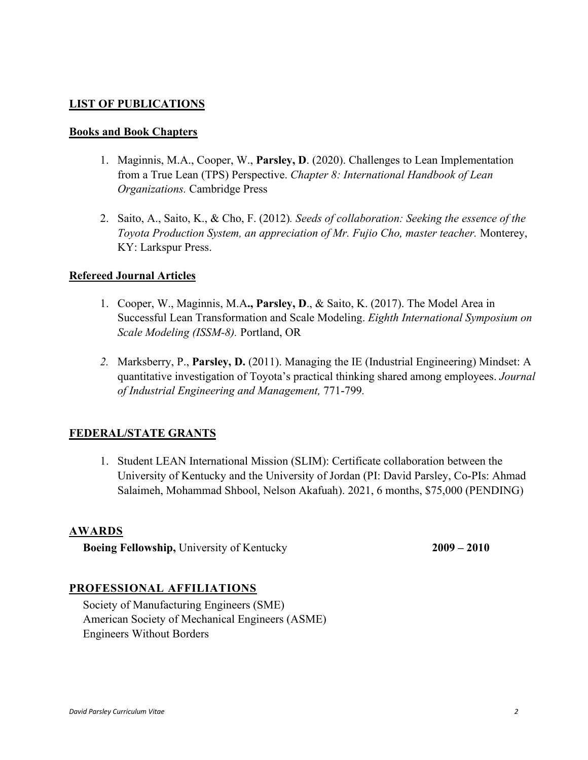## LIST OF PUBLICATIONS

### Books and Book Chapters

1. Maginnis, M.A., Cooper, W., **Parsley, D**. (2020). Challenges to Lean Implementation from a True Lean (TPS) Perspective. *Chapter 8: International Handbook of Lean Organizations.* Cambridge Press

2. Saito, A., Saito, K., & Cho, F. (2012). *Seeds of collaboration: Seeking the essence of the Toyota Production System, an appreciation of Mr. Fujio Cho, master teacher.* Monterey, KY: Larkspur Press.

### Refereed Journal Articles

1. Cooper, W., Maginnis, M.A**., Parsley, D**., & Saito, K. (2017). The Model Area in Successful Lean Transformation and Scale Modeling. *Eighth International Symposium on Scale Modeling (ISSM-8).* Portland, OR

2. Marksberry, P., **Parsley, D.** (2011). Managing the IE (Industrial Engineering) Mindset: A quantitative investigation of Toyota's practical thinking shared among employees. *Journal of Industrial Engineering and Management,* 771-799.

## FEDERAL/STATE GRANTS

1. Student LEAN International Mission (SLIM): Certificate collaboration between the University of Kentucky and the University of Jordan (PI: David Parsley, Co-PIs: Ahmad Salaimeh, Mohammad Shbool, Nelson Akafuah). 2021, 6 months, $75,000 (PENDING)

## AWARDS

**Boeing Fellowship,** University of Kentucky **2009 – 2010**

## PROFESSIONAL AFFILIATIONS

Society of Manufacturing Engineers (SME)
American Society of Mechanical Engineers (ASME)
Engineers Without Borders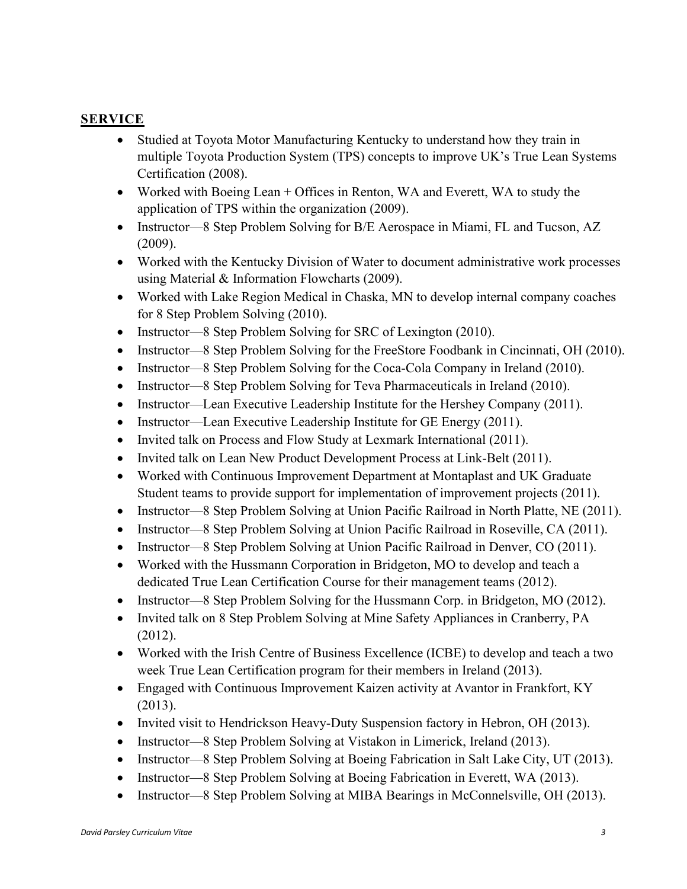## **SERVICE**

- Studied at Toyota Motor Manufacturing Kentucky to understand how they train in multiple Toyota Production System (TPS) concepts to improve UK's True Lean Systems Certification (2008).
- Worked with Boeing Lean + Offices in Renton, WA and Everett, WA to study the application of TPS within the organization (2009).
- Instructor—8 Step Problem Solving for B/E Aerospace in Miami, FL and Tucson, AZ (2009).
- Worked with the Kentucky Division of Water to document administrative work processes using Material & Information Flowcharts (2009).
- Worked with Lake Region Medical in Chaska, MN to develop internal company coaches for 8 Step Problem Solving (2010).
- Instructor—8 Step Problem Solving for SRC of Lexington (2010).
- Instructor—8 Step Problem Solving for the FreeStore Foodbank in Cincinnati, OH (2010).
- Instructor—8 Step Problem Solving for the Coca-Cola Company in Ireland (2010).
- Instructor—8 Step Problem Solving for Teva Pharmaceuticals in Ireland (2010).
- Instructor—Lean Executive Leadership Institute for the Hershey Company (2011).
- Instructor—Lean Executive Leadership Institute for GE Energy (2011).
- Invited talk on Process and Flow Study at Lexmark International (2011).
- Invited talk on Lean New Product Development Process at Link-Belt (2011).
- Worked with Continuous Improvement Department at Montaplast and UK Graduate Student teams to provide support for implementation of improvement projects (2011).
- Instructor—8 Step Problem Solving at Union Pacific Railroad in North Platte, NE (2011).
- Instructor—8 Step Problem Solving at Union Pacific Railroad in Roseville, CA (2011).
- Instructor—8 Step Problem Solving at Union Pacific Railroad in Denver, CO (2011).
- Worked with the Hussmann Corporation in Bridgeton, MO to develop and teach a dedicated True Lean Certification Course for their management teams (2012).
- Instructor—8 Step Problem Solving for the Hussmann Corp. in Bridgeton, MO (2012).
- Invited talk on 8 Step Problem Solving at Mine Safety Appliances in Cranberry, PA (2012).
- Worked with the Irish Centre of Business Excellence (ICBE) to develop and teach a two week True Lean Certification program for their members in Ireland (2013).
- Engaged with Continuous Improvement Kaizen activity at Avantor in Frankfort, KY (2013).
- Invited visit to Hendrickson Heavy-Duty Suspension factory in Hebron, OH (2013).
- Instructor—8 Step Problem Solving at Vistakon in Limerick, Ireland (2013).
- Instructor—8 Step Problem Solving at Boeing Fabrication in Salt Lake City, UT (2013).
- Instructor—8 Step Problem Solving at Boeing Fabrication in Everett, WA (2013).
- Instructor—8 Step Problem Solving at MIBA Bearings in McConnelsville, OH (2013).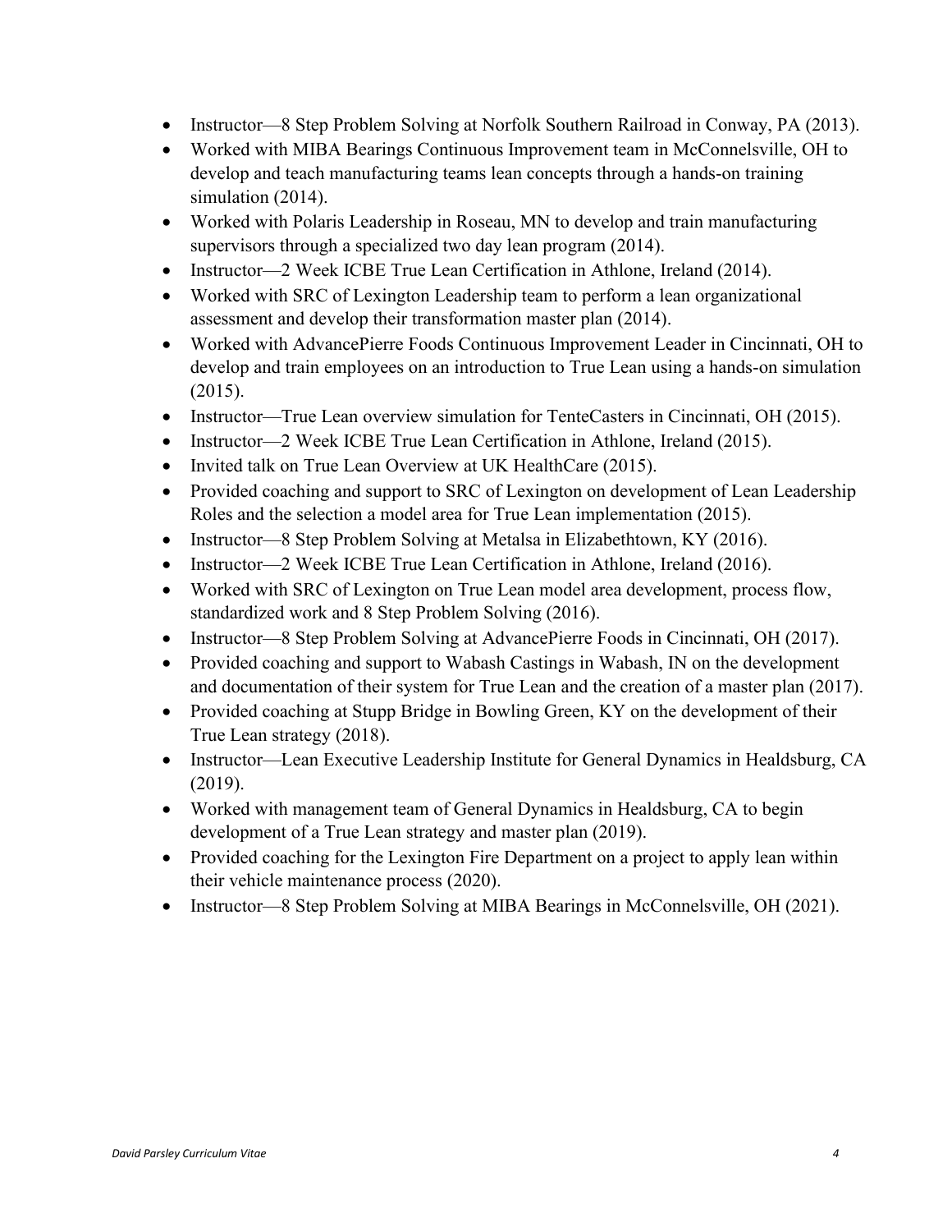- Instructor—8 Step Problem Solving at Norfolk Southern Railroad in Conway, PA (2013).
- Worked with MIBA Bearings Continuous Improvement team in McConnelsville, OH to develop and teach manufacturing teams lean concepts through a hands-on training simulation (2014).
- Worked with Polaris Leadership in Roseau, MN to develop and train manufacturing supervisors through a specialized two day lean program (2014).
- Instructor—2 Week ICBE True Lean Certification in Athlone, Ireland (2014).
- Worked with SRC of Lexington Leadership team to perform a lean organizational assessment and develop their transformation master plan (2014).
- Worked with AdvancePierre Foods Continuous Improvement Leader in Cincinnati, OH to develop and train employees on an introduction to True Lean using a hands-on simulation (2015).
- Instructor—True Lean overview simulation for TenteCasters in Cincinnati, OH (2015).
- Instructor—2 Week ICBE True Lean Certification in Athlone, Ireland (2015).
- Invited talk on True Lean Overview at UK HealthCare (2015).
- Provided coaching and support to SRC of Lexington on development of Lean Leadership Roles and the selection a model area for True Lean implementation (2015).
- Instructor—8 Step Problem Solving at Metalsa in Elizabethtown, KY (2016).
- Instructor—2 Week ICBE True Lean Certification in Athlone, Ireland (2016).
- Worked with SRC of Lexington on True Lean model area development, process flow, standardized work and 8 Step Problem Solving (2016).
- Instructor—8 Step Problem Solving at AdvancePierre Foods in Cincinnati, OH (2017).
- Provided coaching and support to Wabash Castings in Wabash, IN on the development and documentation of their system for True Lean and the creation of a master plan (2017).
- Provided coaching at Stupp Bridge in Bowling Green, KY on the development of their True Lean strategy (2018).
- Instructor—Lean Executive Leadership Institute for General Dynamics in Healdsburg, CA (2019).
- Worked with management team of General Dynamics in Healdsburg, CA to begin development of a True Lean strategy and master plan (2019).
- Provided coaching for the Lexington Fire Department on a project to apply lean within their vehicle maintenance process (2020).
- Instructor—8 Step Problem Solving at MIBA Bearings in McConnelsville, OH (2021).